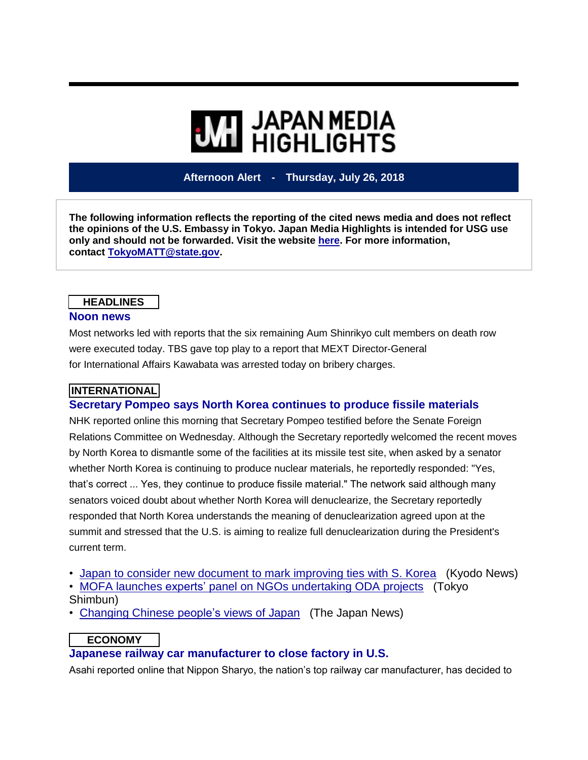# JAPAN MEDIA HIGHLIGHTS

**Afternoon Alert - Thursday, July 26, 2018**

**The following information reflects the reporting of the cited news media and does not reflect the opinions of the U.S. Embassy in Tokyo. Japan Media Highlights is intended for USG use only and should not be forwarded. Visit the website here. For more information, contact TokyoMATT@state.gov.**

## HEADLINES

### Noon news

Most networks led with reports that the six remaining Aum Shinrikyo cult members on death row were executed today. TBS gave top play to a report that MEXT Director-General for International Affairs Kawabata was arrested today on bribery charges.

## INTERNATIONAL

### Secretary Pompeo says North Korea continues to produce fissile materials

NHK reported online this morning that Secretary Pompeo testified before the Senate Foreign Relations Committee on Wednesday. Although the Secretary reportedly welcomed the recent moves by North Korea to dismantle some of the facilities at its missile test site, when asked by a senator whether North Korea is continuing to produce nuclear materials, he reportedly responded: "Yes, that's correct ... Yes, they continue to produce fissile material." The network said although many senators voiced doubt about whether North Korea will denuclearize, the Secretary reportedly responded that North Korea understands the meaning of denuclearization agreed upon at the summit and stressed that the U.S. is aiming to realize full denuclearization during the President's current term.

- Japan to consider new document to mark improving ties with S. Korea (Kyodo News)
- MOFA launches experts' panel on NGOs undertaking ODA projects (Tokyo Shimbun)
- Changing Chinese people's views of Japan (The Japan News)

## ECONOMY

### Japanese railway car manufacturer to close factory in U.S.

Asahi reported online that Nippon Sharyo, the nation's top railway car manufacturer, has decided to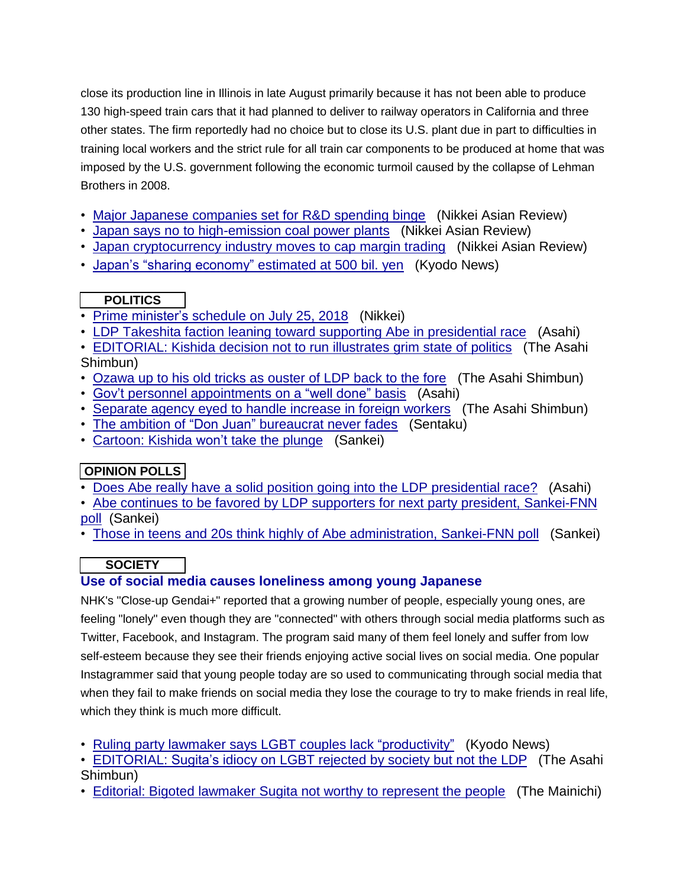close its production line in Illinois in late August primarily because it has not been able to produce 130 high-speed train cars that it had planned to deliver to railway operators in California and three other states. The firm reportedly had no choice but to close its U.S. plant due in part to difficulties in training local workers and the strict rule for all train car components to be produced at home that was imposed by the U.S. government following the economic turmoil caused by the collapse of Lehman Brothers in 2008.

- Major Japanese companies set for R&D spending binge (Nikkei Asian Review)
- Japan says no to high-emission coal power plants (Nikkei Asian Review)
- Japan cryptocurrency industry moves to cap margin trading (Nikkei Asian Review)
- Japan's "sharing economy" estimated at 500 bil. yen (Kyodo News)

## POLITICS

- Prime minister's schedule on July 25, 2018 (Nikkei)
- LDP Takeshita faction leaning toward supporting Abe in presidential race (Asahi)
- EDITORIAL: Kishida decision not to run illustrates grim state of politics (The Asahi Shimbun)
- Ozawa up to his old tricks as ouster of LDP back to the fore (The Asahi Shimbun)
- Gov't personnel appointments on a "well done" basis (Asahi)
- Separate agency eyed to handle increase in foreign workers (The Asahi Shimbun)
- The ambition of "Don Juan" bureaucrat never fades (Sentaku)
- Cartoon: Kishida won't take the plunge (Sankei)

## OPINION POLLS

- Does Abe really have a solid position going into the LDP presidential race? (Asahi)
- Abe continues to be favored by LDP supporters for next party president, Sankei-FNN poll (Sankei)
- Those in teens and 20s think highly of Abe administration, Sankei-FNN poll (Sankei)

## SOCIETY

### Use of social media causes loneliness among young Japanese

NHK's "Close-up Gendai+" reported that a growing number of people, especially young ones, are feeling "lonely" even though they are "connected" with others through social media platforms such as Twitter, Facebook, and Instagram. The program said many of them feel lonely and suffer from low self-esteem because they see their friends enjoying active social lives on social media. One popular Instagrammer said that young people today are so used to communicating through social media that when they fail to make friends on social media they lose the courage to try to make friends in real life, which they think is much more difficult.

- Ruling party lawmaker says LGBT couples lack "productivity" (Kyodo News)
- EDITORIAL: Sugita's idiocy on LGBT rejected by society but not the LDP (The Asahi Shimbun)
- Editorial: Bigoted lawmaker Sugita not worthy to represent the people (The Mainichi)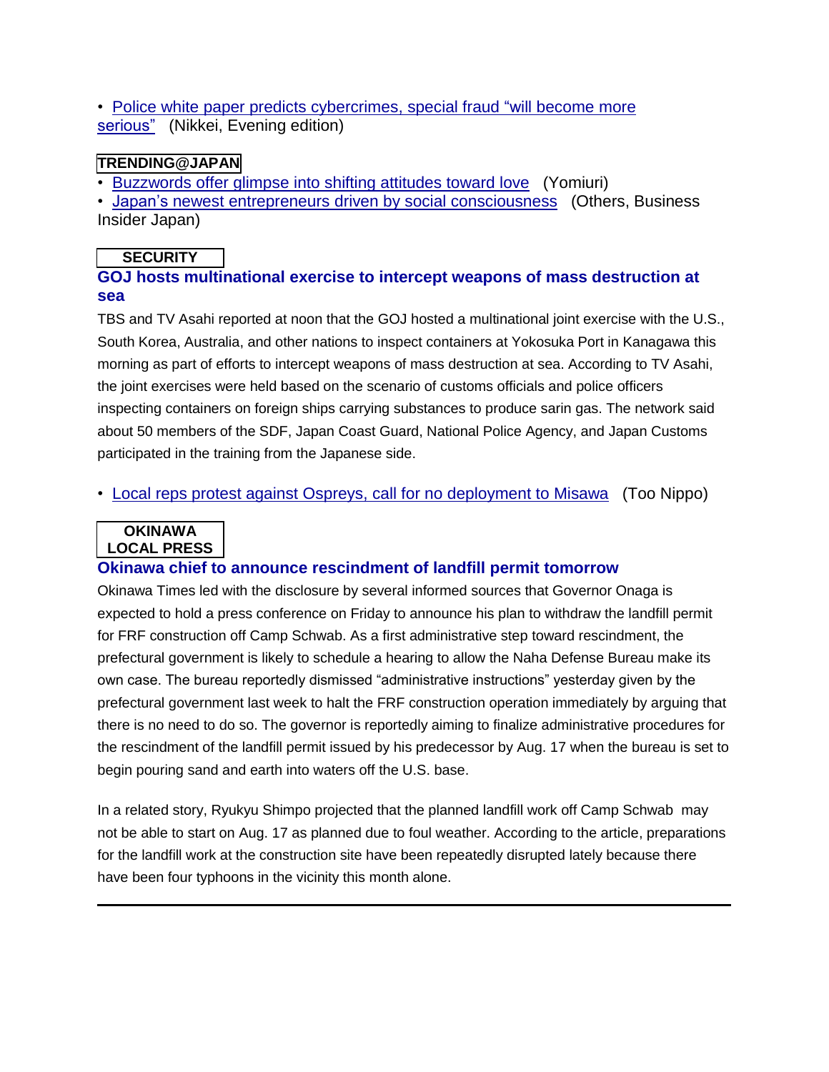• Police white paper predicts cybercrimes, special fraud "will become more serious" (Nikkei, Evening edition)

**TRENDING@JAPAN**

• Buzzwords offer glimpse into shifting attitudes toward love (Yomiuri)
• Japan's newest entrepreneurs driven by social consciousness (Others, Business Insider Japan)

**SECURITY**

### GOJ hosts multinational exercise to intercept weapons of mass destruction at sea

TBS and TV Asahi reported at noon that the GOJ hosted a multinational joint exercise with the U.S., South Korea, Australia, and other nations to inspect containers at Yokosuka Port in Kanagawa this morning as part of efforts to intercept weapons of mass destruction at sea. According to TV Asahi, the joint exercises were held based on the scenario of customs officials and police officers inspecting containers on foreign ships carrying substances to produce sarin gas. The network said about 50 members of the SDF, Japan Coast Guard, National Police Agency, and Japan Customs participated in the training from the Japanese side.

• Local reps protest against Ospreys, call for no deployment to Misawa (Too Nippo)

**OKINAWA LOCAL PRESS**

### Okinawa chief to announce rescindment of landfill permit tomorrow

Okinawa Times led with the disclosure by several informed sources that Governor Onaga is expected to hold a press conference on Friday to announce his plan to withdraw the landfill permit for FRF construction off Camp Schwab. As a first administrative step toward rescindment, the prefectural government is likely to schedule a hearing to allow the Naha Defense Bureau make its own case. The bureau reportedly dismissed "administrative instructions" yesterday given by the prefectural government last week to halt the FRF construction operation immediately by arguing that there is no need to do so. The governor is reportedly aiming to finalize administrative procedures for the rescindment of the landfill permit issued by his predecessor by Aug. 17 when the bureau is set to begin pouring sand and earth into waters off the U.S. base.

In a related story, Ryukyu Shimpo projected that the planned landfill work off Camp Schwab may not be able to start on Aug. 17 as planned due to foul weather. According to the article, preparations for the landfill work at the construction site have been repeatedly disrupted lately because there have been four typhoons in the vicinity this month alone.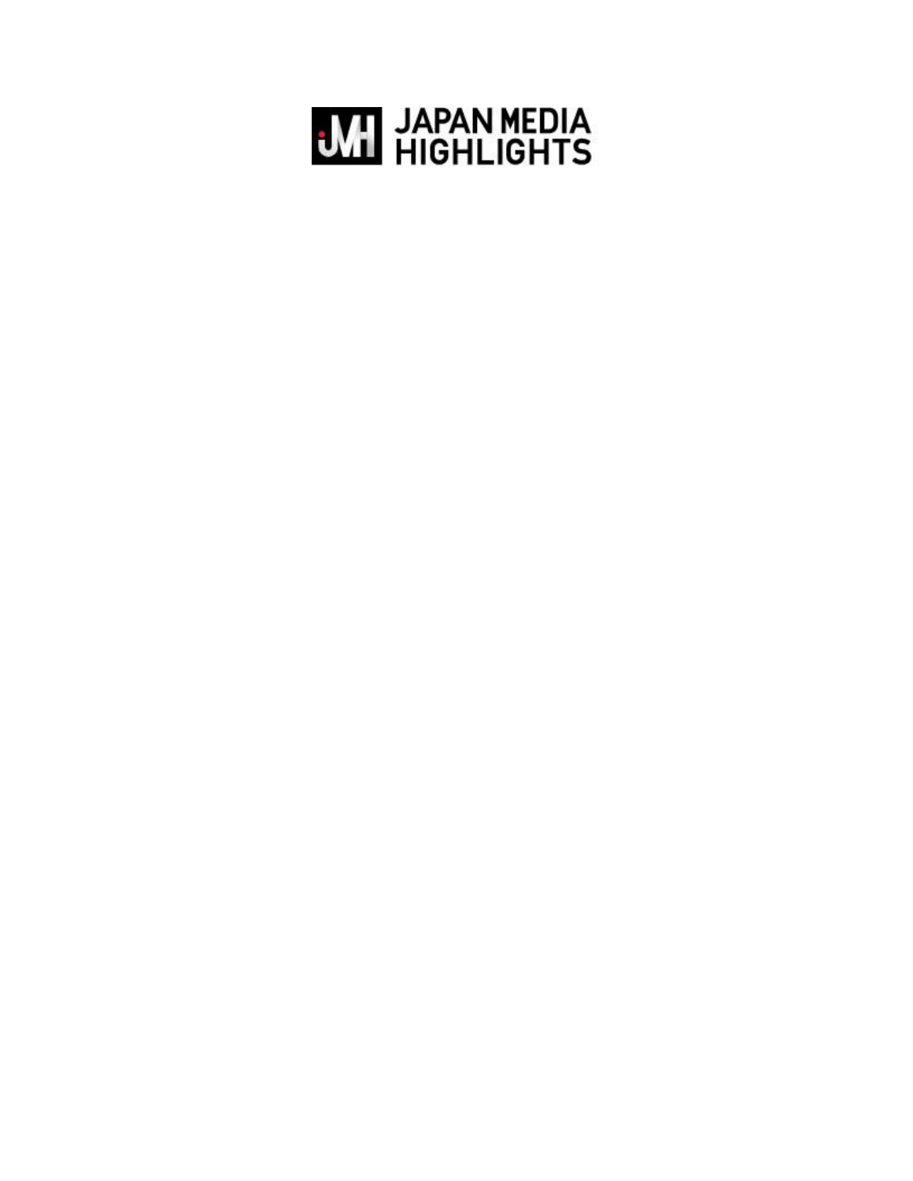JAPAN MEDIA HIGHLIGHTS